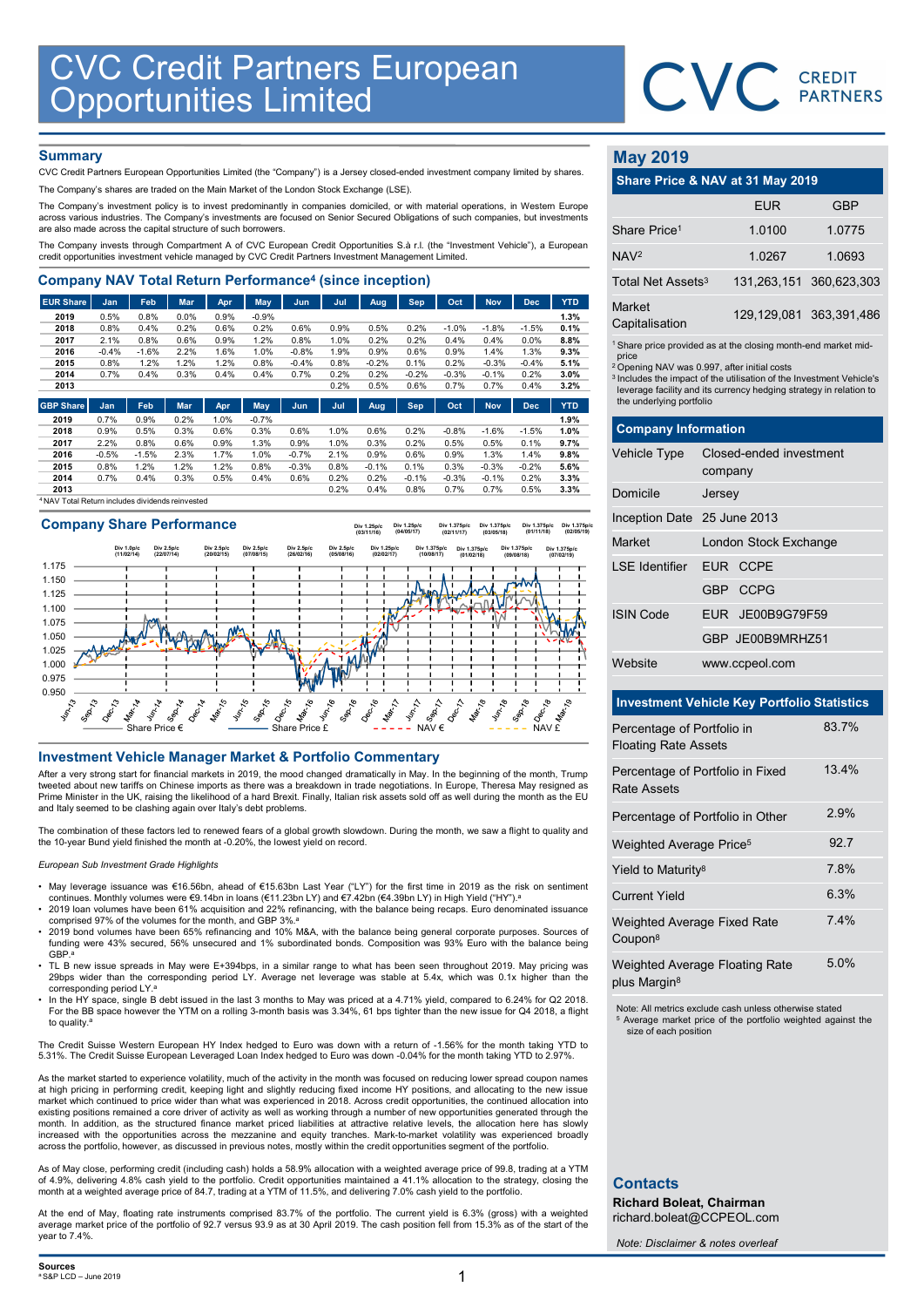# CVC Credit Partners European Opportunities Limited

## Summary

CVC Credit Partners European Opportunities Limited (the "Company") is a Jersey closed-ended investment company limited by shares.

The Company's shares are traded on the Main Market of the London Stock Exchange (LSE).

The Company's investment policy is to invest predominantly in companies domiciled, or with material operations, in Western Europe across various industries. The Company's investments are focused on Senior Secured Obligations of such companies, but investments are also made across the capital structure of such borrowers.

The Company invests through Compartment A of CVC European Credit Opportunities S.à r.l. (the "Investment Vehicle"), a European credit opportunities investment vehicle managed by CVC Credit Partners Investment Management Limited.

## Company NAV Total Return Performance[4] (since inception)

| EUR Share | Jan | Feb | Mar | Apr | May | Jun | Jul | Aug | Sep | Oct | Nov | Dec | YTD |
|---|---|---|---|---|---|---|---|---|---|---|---|---|---|
| 2019 | 0.5% | 0.8% | 0.0% | 0.9% | -0.9% | | | | | | | | 1.3% |
| 2018 | 0.8% | 0.4% | 0.2% | 0.6% | 0.2% | 0.6% | 0.9% | 0.5% | 0.2% | -1.0% | -1.8% | -1.5% | 0.1% |
| 2017 | 2.1% | 0.8% | 0.6% | 0.9% | 1.2% | 0.8% | 1.0% | 0.2% | 0.2% | 0.4% | 0.4% | 0.0% | 8.8% |
| 2016 | -0.4% | -1.6% | 2.2% | 1.6% | 1.0% | -0.8% | 1.9% | 0.9% | 0.6% | 0.9% | 1.4% | 1.3% | 9.3% |
| 2015 | 0.8% | 1.2% | 1.2% | 1.2% | 0.8% | -0.4% | 0.8% | -0.2% | 0.1% | 0.2% | -0.3% | -0.4% | 5.1% |
| 2014 | 0.7% | 0.4% | 0.3% | 0.4% | 0.4% | 0.7% | 0.2% | 0.2% | -0.2% | -0.3% | -0.1% | 0.2% | 3.0% |
| 2013 | | | | | | | 0.2% | 0.5% | 0.6% | 0.7% | 0.7% | 0.4% | 3.2% |

| GBP Share | Jan | Feb | Mar | Apr | May | Jun | Jul | Aug | Sep | Oct | Nov | Dec | YTD |
|---|---|---|---|---|---|---|---|---|---|---|---|---|---|
| 2019 | 0.7% | 0.9% | 0.2% | 1.0% | -0.7% | | | | | | | | 1.9% |
| 2018 | 0.9% | 0.5% | 0.3% | 0.6% | 0.3% | 0.6% | 1.0% | 0.6% | 0.2% | -0.8% | -1.6% | -1.5% | 1.0% |
| 2017 | 2.2% | 0.8% | 0.6% | 0.9% | 1.3% | 0.9% | 1.0% | 0.3% | 0.2% | 0.5% | 0.5% | 0.1% | 9.7% |
| 2016 | -0.5% | -1.5% | 2.3% | 1.7% | 1.0% | -0.7% | 2.1% | 0.9% | 0.6% | 0.9% | 1.3% | 1.4% | 9.8% |
| 2015 | 0.8% | 1.2% | 1.2% | 1.2% | 0.8% | -0.3% | 0.8% | -0.1% | 0.1% | 0.3% | -0.3% | -0.2% | 5.6% |
| 2014 | 0.7% | 0.4% | 0.3% | 0.5% | 0.4% | 0.6% | 0.2% | 0.2% | -0.1% | -0.3% | -0.1% | 0.2% | 3.3% |
| 2013 | | | | | | | 0.2% | 0.4% | 0.8% | 0.7% | 0.7% | 0.5% | 3.3% |

[4] NAV Total Return includes dividends reinvested

## Company Share Performance

Div 1.0p/c (11/02/14); Div 2.5p/c (22/07/14); Div 2.5p/c (20/02/15); Div 2.5p/c (07/08/15); Div 2.5p/c (26/02/16); Div 2.5p/c (05/08/16); Div 1.25p/c (03/11/16); Div 1.25p/c (02/02/17); Div 1.25p/c (04/05/17); Div 1.375p/c (10/08/17); Div 1.375p/c (02/11/17); Div 1.375p/c (01/02/18); Div 1.375p/c (03/05/18); Div 1.375p/c (09/08/18); Div 1.375p/c (01/11/18); Div 1.375p/c (07/02/19); Div 1.375p/c (02/05/19)

Share Price € — Share Price £ — NAV € — NAV £

## Investment Vehicle Manager Market & Portfolio Commentary

After a very strong start for financial markets in 2019, the mood changed dramatically in May. In the beginning of the month, Trump tweeted about new tariffs on Chinese imports as there was a breakdown in trade negotiations. In Europe, Theresa May resigned as Prime Minister in the UK, raising the likelihood of a hard Brexit. Finally, Italian risk assets sold off as well during the month as the EU and Italy seemed to be clashing again over Italy's debt problems.

The combination of these factors led to renewed fears of a global growth slowdown. During the month, we saw a flight to quality and the 10-year Bund yield finished the month at -0.20%, the lowest yield on record.

*European Sub Investment Grade Highlights*

- May leverage issuance was €16.56bn, ahead of €15.63bn Last Year ("LY") for the first time in 2019 as the risk on sentiment continues. Monthly volumes were €9.14bn in loans (€11.23bn LY) and €7.42bn (€4.39bn LY) in High Yield ("HY").[a]
- 2019 loan volumes have been 61% acquisition and 22% refinancing, with the balance being recaps. Euro denominated issuance comprised 97% of the volumes for the month, and GBP 3%.[a]
- 2019 bond volumes have been 65% refinancing and 10% M&A, with the balance being general corporate purposes. Sources of funding were 43% secured, 56% unsecured and 1% subordinated bonds. Composition was 93% Euro with the balance being GBP.[a]
- TL B new issue spreads in May were E+394bps, in a similar range to what has been seen throughout 2019. May pricing was 29bps wider than the corresponding period LY. Average net leverage was stable at 5.4x, which was 0.1x higher than the corresponding period LY.[a]
- In the HY space, single B debt issued in the last 3 months to May was priced at a 4.71% yield, compared to 6.24% for Q2 2018. For the BB space however the YTM on a rolling 3-month basis was 3.34%, 61 bps tighter than the new issue for Q4 2018, a flight to quality.[a]

The Credit Suisse Western European HY Index hedged to Euro was down with a return of -1.56% for the month taking YTD to 5.31%. The Credit Suisse European Leveraged Loan Index hedged to Euro was down -0.04% for the month taking YTD to 2.97%.

As the market started to experience volatility, much of the activity in the month was focused on reducing lower spread coupon names at high pricing in performing credit, keeping light and slightly reducing fixed income HY positions, and allocating to the new issue market which continued to price wider than what was experienced in 2018. Across credit opportunities, the continued allocation into existing positions remained a core driver of activity as well as working through a number of new opportunities generated through the month. In addition, as the structured finance market priced liabilities at attractive relative levels, the allocation here has slowly increased with the opportunities across the mezzanine and equity tranches. Mark-to-market volatility was experienced broadly across the portfolio, however, as discussed in previous notes, mostly within the credit opportunities segment of the portfolio.

As of May close, performing credit (including cash) holds a 58.9% allocation with a weighted average price of 99.8, trading at a YTM of 4.9%, delivering 4.8% cash yield to the portfolio. Credit opportunities maintained a 41.1% allocation to the strategy, closing the month at a weighted average price of 84.7, trading at a YTM of 11.5%, and delivering 7.0% cash yield to the portfolio.

At the end of May, floating rate instruments comprised 83.7% of the portfolio. The current yield is 6.3% (gross) with a weighted average market price of the portfolio of 92.7 versus 93.9 as at 30 April 2019. The cash position fell from 15.3% as of the start of the year to 7.4%.

**Sources**
[a] S&P LCD – June 2019

## May 2019

### Share Price & NAV at 31 May 2019

| | EUR | GBP |
|---|---|---|
| Share Price[1] | 1.0100 | 1.0775 |
| NAV[2] | 1.0267 | 1.0693 |
| Total Net Assets[3] | 131,263,151 | 360,623,303 |
| Market Capitalisation | 129,129,081 | 363,391,486 |

[1] Share price provided as at the closing month-end market mid-price
[2] Opening NAV was 0.997, after initial costs
[3] Includes the impact of the utilisation of the Investment Vehicle's leverage facility and its currency hedging strategy in relation to the underlying portfolio

### Company Information

| | |
|---|---|
| Vehicle Type | Closed-ended investment company |
| Domicile | Jersey |
| Inception Date | 25 June 2013 |
| Market | London Stock Exchange |
| LSE Identifier | EUR CCPE |
| | GBP CCPG |
| ISIN Code | EUR JE00B9G79F59 |
| | GBP JE00B9MRHZ51 |
| Website | www.ccpeol.com |

### Investment Vehicle Key Portfolio Statistics

| | |
|---|---|
| Percentage of Portfolio in Floating Rate Assets | 83.7% |
| Percentage of Portfolio in Fixed Rate Assets | 13.4% |
| Percentage of Portfolio in Other | 2.9% |
| Weighted Average Price[5] | 92.7 |
| Yield to Maturity[8] | 7.8% |
| Current Yield | 6.3% |
| Weighted Average Fixed Rate Coupon[8] | 7.4% |
| Weighted Average Floating Rate plus Margin[8] | 5.0% |

Note: All metrics exclude cash unless otherwise stated
[5] Average market price of the portfolio weighted against the size of each position

### Contacts

**Richard Boleat, Chairman**
richard.boleat@CCPEOL.com

*Note: Disclaimer & notes overleaf*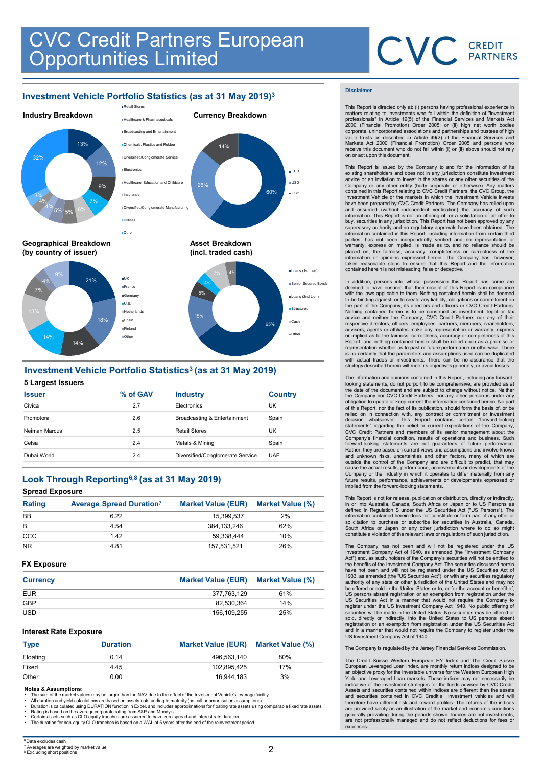# CVC Credit Partners European Opportunities Limited

## Investment Vehicle Portfolio Statistics (as at 31 May 2019)[3]

### Industry Breakdown

13%
12%
9%
7%
6%
5%
5%
4%
4%
3%
32%

- Retail Stores
- Healthcare & Pharmaceuticals
- Broadcasting and Entertainment
- Chemicals, Plastics and Rubber
- Diversified/Conglomerate Service
- Electronics
- Healthcare, Education and Childcare
- Insurance
- Diversified/Conglomerate Manufacturing
- Utilities
- Other

### Currency Breakdown

60%
26%
14%

- EUR
- USD
- GBP

### Geographical Breakdown (by country of issuer)

21%
18%
14%
14%
13%
7%
4%
9%

- UK
- France
- Germany
- U.S.
- Netherlands
- Spain
- Finland
- Other

### Asset Breakdown (incl. traded cash)

65%
15%
5%
4%
7%
4%

- Loans (1st Lien)
- Senior Secured Bonds
- Loans (2nd Lien)
- Structured
- Cash
- Other

## Investment Vehicle Portfolio Statistics[3] (as at 31 May 2019)

### 5 Largest Issuers

| Issuer | % of GAV | Industry | Country |
|---|---|---|---|
| Civica | 2.7 | Electronics | UK |
| Promotora | 2.6 | Broadcasting & Entertainment | Spain |
| Neiman Marcus | 2.5 | Retail Stores | UK |
| Celsa | 2.4 | Metals & Mining | Spain |
| Dubai World | 2.4 | Diversified/Conglomerate Service | UAE |

## Look Through Reporting[6,8] (as at 31 May 2019)

### Spread Exposure

| Rating | Average Spread Duration[7] | Market Value (EUR) | Market Value (%) |
|---|---|---|---|
| BB | 6.22 | 15,399,537 | 2% |
| B | 4.54 | 384,133,246 | 62% |
| CCC | 1.42 | 59,338,444 | 10% |
| NR | 4.81 | 157,531,521 | 26% |

### FX Exposure

| Currency | Market Value (EUR) | Market Value (%) |
|---|---|---|
| EUR | 377,763,129 | 61% |
| GBP | 82,530,364 | 14% |
| USD | 156,109,255 | 25% |

### Interest Rate Exposure

| Type | Duration | Market Value (EUR) | Market Value (%) |
|---|---|---|---|
| Floating | 0.14 | 496,563,140 | 80% |
| Fixed | 4.45 | 102,895,425 | 17% |
| Other | 0.00 | 16,944,183 | 3% |

**Notes & Assumptions:**

- The sum of the market values may be larger than the NAV due to the effect of the Investment Vehicle's leverage facility
- All duration and yield calculations are based on assets outstanding to maturity (no call or amortisation assumptions)
- Duration is calculated using DURATION function in Excel, and includes approximations for floating rate assets using comparable fixed rate assets
- Rating is based on the average corporate rating from S&P and Moody's
- Certain assets such as CLO equity tranches are assumed to have zero spread and interest rate duration
- The duration for non-equity CLO tranches is based on a WAL of 5 years after the end of the reinvestment period

### Disclaimer

This Report is directed only at: (i) persons having professional experience in matters relating to investments who fall within the definition of "investment professionals" in Article 19(5) of the Financial Services and Markets Act 2000 (Financial Promotion) Order 2005; or (ii) high net worth bodies corporate, unincorporated associations and partnerships and trustees of high value trusts as described in Article 49(2) of the Financial Services and Markets Act 2000 (Financial Promotion) Order 2005 and persons who receive this document who do not fall within (i) or (ii) above should not rely on or act upon this document.

This Report is issued by the Company to and for the information of its existing shareholders and does not in any jurisdiction constitute investment advice or an invitation to invest in the shares or any other securities of the Company or any other entity (body corporate or otherwise). Any matters contained in this Report relating to CVC Credit Partners, the CVC Group, the Investment Vehicle or the markets in which the Investment Vehicle invests have been prepared by CVC Credit Partners. The Company has relied upon and assumed (without independent verification) the accuracy of such information. This Report is not an offering of, or a solicitation of an offer to buy, securities in any jurisdiction. This Report has not been approved by any supervisory authority and no regulatory approvals have been obtained. The information contained in this Report, including information from certain third parties, has not been independently verified and no representation or warranty, express or implied, is made as to, and no reliance should be placed on, the fairness, accuracy, completeness or correctness of the information or opinions expressed herein. The Company has, however, taken reasonable steps to ensure that this Report and the information contained herein is not misleading, false or deceptive.

In addition, persons into whose possession this Report has come are deemed to have ensured that their receipt of this Report is in compliance with the laws applicable to them. Nothing contained herein is to be deemed to be binding against, or to create any liability, obligations or commitment on the part of the Company, its directors and officers or CVC Credit Partners. Nothing contained herein is to be construed as investment, legal or tax advice and neither the Company, CVC Credit Partners nor any of their respective directors, officers, employees, partners, members, shareholders, advisers, agents or affiliates make any representation or warranty, express or implied as to the fairness, correctness, accuracy or completeness of this Report, and nothing contained herein shall be relied upon as a promise or representation whether as to past or future performance or otherwise. There is no certainty that the parameters and assumptions used can be duplicated with actual trades or investments. There can be no assurance that the strategy described herein will meet its objectives generally, or avoid losses.

The information and opinions contained in this Report, including any forward-looking statements, do not purport to be comprehensive, are provided as at the date of the document and are subject to change without notice. Neither the Company nor CVC Credit Partners, nor any other person is under any obligation to update or keep current the information contained herein. No part of this Report, nor the fact of its publication, should form the basis of, or be relied on in connection with, any contract or commitment or investment decision whatsoever. This Report contains certain "forward-looking statements" regarding the belief or current expectations of the Company, CVC Credit Partners and members of its senior management about the Company's financial condition, results of operations and business. Such forward-looking statements are not guarantees of future performance. Rather, they are based on current views and assumptions and involve known and unknown risks, uncertainties and other factors, many of which are outside the control of the Company and are difficult to predict, that may cause the actual results, performance, achievements or developments of the Company or the industry in which it operates to differ materially from any future results, performance, achievements or developments expressed or implied from the forward-looking statements.

This Report is not for release, publication or distribution, directly or indirectly, in or into Australia, Canada, South Africa or Japan or to US Persons as defined in Regulation S under the US Securities Act ("US Persons"). The information contained herein does not constitute or form part of any offer or solicitation to purchase or subscribe for securities in Australia, Canada, South Africa or Japan or any other jurisdiction where to do so might constitute a violation of the relevant laws or regulations of such jurisdiction.

The Company has not been and will not be registered under the US Investment Company Act of 1940, as amended (the "Investment Company Act") and, as such, holders of the Company's securities will not be entitled to the benefits of the Investment Company Act. The securities discussed herein have not been and will not be registered under the US Securities Act of 1933, as amended (the "US Securities Act"), or with any securities regulatory authority of any state or other jurisdiction of the United States and may not be offered or sold in the United States or to, or for the account or benefit of, US persons absent registration or an exemption from registration under the US Securities Act in a manner that would not require the Company to register under the US Investment Company Act 1940. No public offering of securities will be made in the United States. No securities may be offered or sold, directly or indirectly, into the United States to US persons absent registration or an exemption from registration under the US Securities Act and in a manner that would not require the Company to register under the US Investment Company Act of 1940.

The Company is regulated by the Jersey Financial Services Commission.

The Credit Suisse Western European HY Index and The Credit Suisse European Leveraged Loan Index, are monthly return indices designed to be an objective proxy for the investable universe for the Western European High Yield and Leveraged Loan markets. These indices may not necessarily be indicative of the investment strategies for the funds advised by CVC Credit. Assets and securities contained within indices are different than the assets and securities contained in CVC Credit's investment vehicles and will therefore have different risk and reward profiles. The returns of the indices are provided solely as an illustration of the market and economic conditions generally prevailing during the periods shown. Indices are not investments, are not professionally managed and do not reflect deductions for fees or expenses.

[6] Data excludes cash
[7] Averages are weighted by market value
[8] Excluding short positions